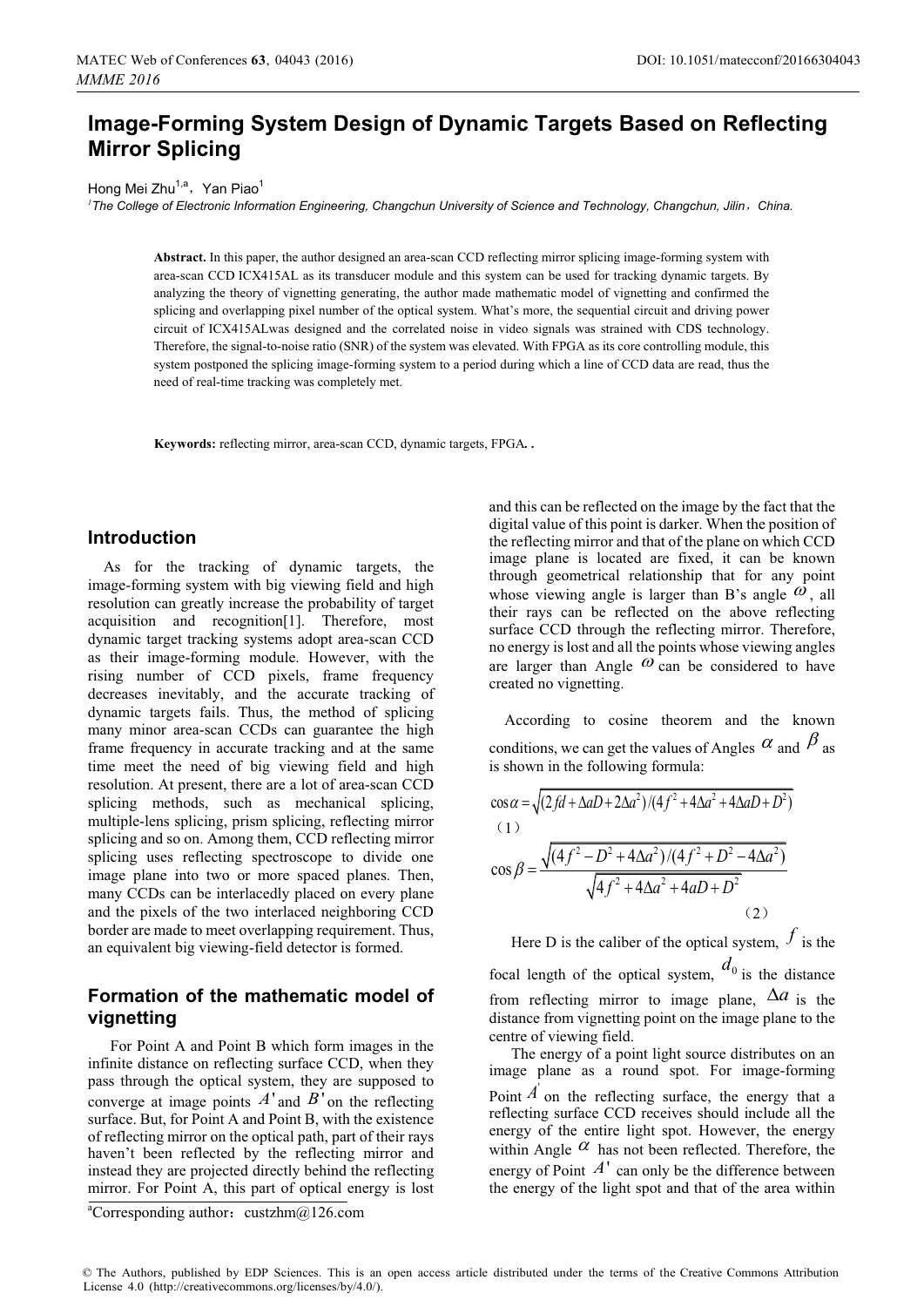# Image-Forming System Design of Dynamic Targets Based on Reflecting Mirror Splicing

Hong Mei Zhu[1,a], Yan Piao[1]

[1]The College of Electronic Information Engineering, Changchun University of Science and Technology, Changchun, Jilin，China.

**Abstract.** In this paper, the author designed an area-scan CCD reflecting mirror splicing image-forming system with area-scan CCD ICX415AL as its transducer module and this system can be used for tracking dynamic targets. By analyzing the theory of vignetting generating, the author made mathematic model of vignetting and confirmed the splicing and overlapping pixel number of the optical system. What's more, the sequential circuit and driving power circuit of ICX415ALwas designed and the correlated noise in video signals was strained with CDS technology. Therefore, the signal-to-noise ratio (SNR) of the system was elevated. With FPGA as its core controlling module, this system postponed the splicing image-forming system to a period during which a line of CCD data are read, thus the need of real-time tracking was completely met.

**Keywords:** reflecting mirror, area-scan CCD, dynamic targets, FPGA**. .**

## Introduction

As for the tracking of dynamic targets, the image-forming system with big viewing field and high resolution can greatly increase the probability of target acquisition and recognition[1]. Therefore, most dynamic target tracking systems adopt area-scan CCD as their image-forming module. However, with the rising number of CCD pixels, frame frequency decreases inevitably, and the accurate tracking of dynamic targets fails. Thus, the method of splicing many minor area-scan CCDs can guarantee the high frame frequency in accurate tracking and at the same time meet the need of big viewing field and high resolution. At present, there are a lot of area-scan CCD splicing methods, such as mechanical splicing, multiple-lens splicing, prism splicing, reflecting mirror splicing and so on. Among them, CCD reflecting mirror splicing uses reflecting spectroscope to divide one image plane into two or more spaced planes. Then, many CCDs can be interlacedly placed on every plane and the pixels of the two interlaced neighboring CCD border are made to meet overlapping requirement. Thus, an equivalent big viewing-field detector is formed.

## Formation of the mathematic model of vignetting

For Point A and Point B which form images in the infinite distance on reflecting surface CCD, when they pass through the optical system, they are supposed to converge at image points $A'$ and $B'$ on the reflecting surface. But, for Point A and Point B, with the existence of reflecting mirror on the optical path, part of their rays haven't been reflected by the reflecting mirror and instead they are projected directly behind the reflecting mirror. For Point A, this part of optical energy is lost and this can be reflected on the image by the fact that the digital value of this point is darker. When the position of the reflecting mirror and that of the plane on which CCD image plane is located are fixed, it can be known through geometrical relationship that for any point whose viewing angle is larger than B's angle $\omega$, all their rays can be reflected on the above reflecting surface CCD through the reflecting mirror. Therefore, no energy is lost and all the points whose viewing angles are larger than Angle $\omega$ can be considered to have created no vignetting.

According to cosine theorem and the known conditions, we can get the values of Angles $\alpha$ and $\beta$ as is shown in the following formula:

$$\cos\alpha = \sqrt{(2fd + \Delta aD + 2\Delta a^2)/(4f^2 + 4\Delta a^2 + 4\Delta aD + D^2)} \tag{1}$$

$$\cos\beta = \frac{\sqrt{(4f^2 - D^2 + 4\Delta a^2)/(4f^2 + D^2 - 4\Delta a^2)}}{\sqrt{4f^2 + 4\Delta a^2 + 4aD + D^2}} \tag{2}$$

Here D is the caliber of the optical system, $f$ is the focal length of the optical system, $d_0$ is the distance from reflecting mirror to image plane, $\Delta a$ is the distance from vignetting point on the image plane to the centre of viewing field.

The energy of a point light source distributes on an image plane as a round spot. For image-forming Point $A'$ on the reflecting surface, the energy that a reflecting surface CCD receives should include all the energy of the entire light spot. However, the energy within Angle $\alpha$ has not been reflected. Therefore, the energy of Point $A'$ can only be the difference between the energy of the light spot and that of the area within

[a]Corresponding author：custzhm@126.com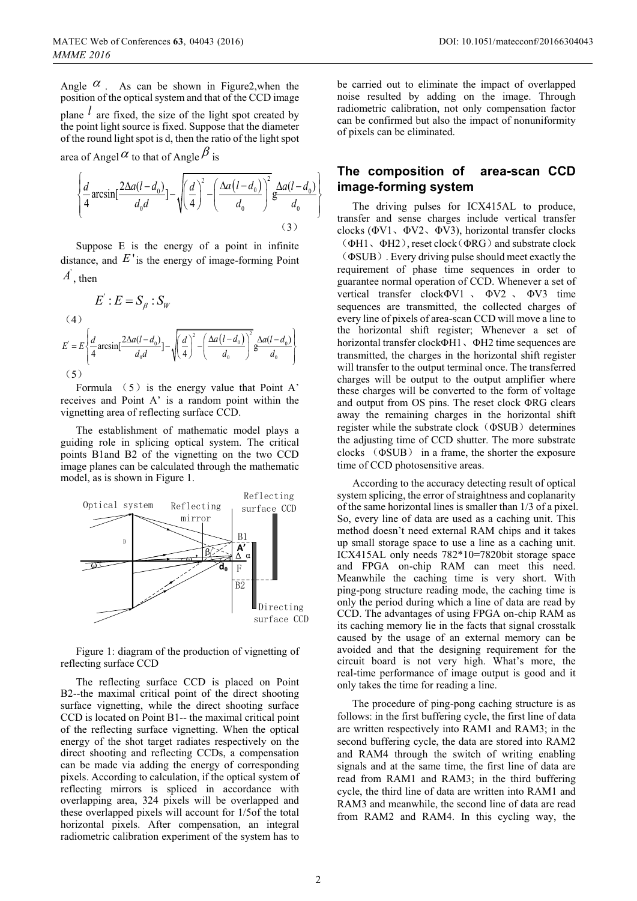Angle $\alpha$ . As can be shown in Figure2,when the position of the optical system and that of the CCD image plane $l$ are fixed, the size of the light spot created by the point light source is fixed. Suppose that the diameter of the round light spot is d, then the ratio of the light spot area of Angel $\alpha$ to that of Angle $\beta$ is

$$\left\{ \frac{d}{4}\arcsin[\frac{2\Delta a(l-d_0)}{d_0 d}] - \sqrt{\left(\frac{d}{4}\right)^2 - \left(\frac{\Delta a(l-d_0)}{d_0}\right)^2} g \frac{\Delta a(l-d_0)}{d_0} \right\} \tag{3}$$

Suppose E is the energy of a point in infinite distance, and $E'$ is the energy of image-forming Point $A'$, then

$$E' : E = S_\beta : S_W \tag{4}$$

$$E' = E\left\{ \frac{d}{4}\arcsin[\frac{2\Delta a(l-d_0)}{d_0 d}] - \sqrt{\left(\frac{d}{4}\right)^2 - \left(\frac{\Delta a(l-d_0)}{d_0}\right)^2} g \frac{\Delta a(l-d_0)}{d_0} \right\} \tag{5}$$

Formula (5) is the energy value that Point A' receives and Point A' is a random point within the vignetting area of reflecting surface CCD.

The establishment of mathematic model plays a guiding role in splicing optical system. The critical points B1and B2 of the vignetting on the two CCD image planes can be calculated through the mathematic model, as is shown in Figure 1.

Figure 1: diagram of the production of vignetting of reflecting surface CCD

The reflecting surface CCD is placed on Point B2--the maximal critical point of the direct shooting surface vignetting, while the direct shooting surface CCD is located on Point B1-- the maximal critical point of the reflecting surface vignetting. When the optical energy of the shot target radiates respectively on the direct shooting and reflecting CCDs, a compensation can be made via adding the energy of corresponding pixels. According to calculation, if the optical system of reflecting mirrors is spliced in accordance with overlapping area, 324 pixels will be overlapped and these overlapped pixels will account for 1/5of the total horizontal pixels. After compensation, an integral radiometric calibration experiment of the system has to be carried out to eliminate the impact of overlapped noise resulted by adding on the image. Through radiometric calibration, not only compensation factor can be confirmed but also the impact of nonuniformity of pixels can be eliminated.

## The composition of area-scan CCD image-forming system

The driving pulses for ICX415AL to produce, transfer and sense charges include vertical transfer clocks (ΦV1、ΦV2、ΦV3), horizontal transfer clocks （ΦH1、ΦH2）, reset clock（ΦRG）and substrate clock （ΦSUB）. Every driving pulse should meet exactly the requirement of phase time sequences in order to guarantee normal operation of CCD. Whenever a set of vertical transfer clockΦV1 、 ΦV2 、 ΦV3 time sequences are transmitted, the collected charges of every line of pixels of area-scan CCD will move a line to the horizontal shift register; Whenever a set of horizontal transfer clockΦH1、ΦH2 time sequences are transmitted, the charges in the horizontal shift register will transfer to the output terminal once. The transferred charges will be output to the output amplifier where these charges will be converted to the form of voltage and output from OS pins. The reset clock ΦRG clears away the remaining charges in the horizontal shift register while the substrate clock（ΦSUB）determines the adjusting time of CCD shutter. The more substrate clocks （ΦSUB） in a frame, the shorter the exposure time of CCD photosensitive areas.

According to the accuracy detecting result of optical system splicing, the error of straightness and coplanarity of the same horizontal lines is smaller than 1/3 of a pixel. So, every line of data are used as a caching unit. This method doesn't need external RAM chips and it takes up small storage space to use a line as a caching unit. ICX415AL only needs 782*10=7820bit storage space and FPGA on-chip RAM can meet this need. Meanwhile the caching time is very short. With ping-pong structure reading mode, the caching time is only the period during which a line of data are read by CCD. The advantages of using FPGA on-chip RAM as its caching memory lie in the facts that signal crosstalk caused by the usage of an external memory can be avoided and that the designing requirement for the circuit board is not very high. What's more, the real-time performance of image output is good and it only takes the time for reading a line.

The procedure of ping-pong caching structure is as follows: in the first buffering cycle, the first line of data are written respectively into RAM1 and RAM3; in the second buffering cycle, the data are stored into RAM2 and RAM4 through the switch of writing enabling signals and at the same time, the first line of data are read from RAM1 and RAM3; in the third buffering cycle, the third line of data are written into RAM1 and RAM3 and meanwhile, the second line of data are read from RAM2 and RAM4. In this cycling way, the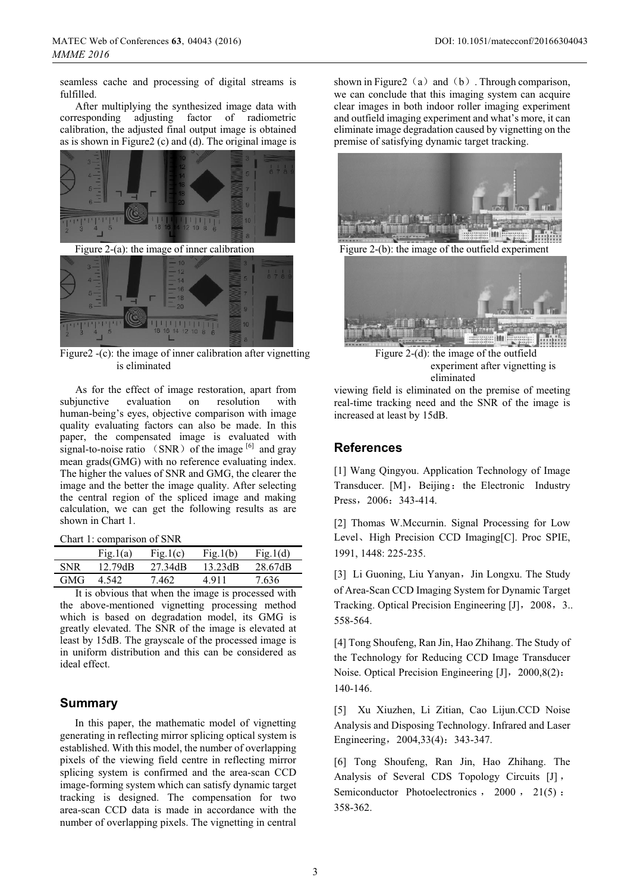seamless cache and processing of digital streams is fulfilled.

After multiplying the synthesized image data with corresponding adjusting factor of radiometric calibration, the adjusted final output image is obtained as is shown in Figure2 (c) and (d). The original image is shown in Figure2（a）and（b）. Through comparison, we can conclude that this imaging system can acquire clear images in both indoor roller imaging experiment and outfield imaging experiment and what's more, it can eliminate image degradation caused by vignetting on the premise of satisfying dynamic target tracking.

Figure 2-(a): the image of inner calibration

Figure 2-(b): the image of the outfield experiment

Figure2 -(c): the image of inner calibration after vignetting is eliminated

Figure 2-(d): the image of the outfield experiment after vignetting is eliminated

As for the effect of image restoration, apart from subjunctive evaluation on resolution with human-being's eyes, objective comparison with image quality evaluating factors can also be made. In this paper, the compensated image is evaluated with signal-to-noise ratio （SNR）of the image [6] and gray mean grads(GMG) with no reference evaluating index. The higher the values of SNR and GMG, the clearer the image and the better the image quality. After selecting the central region of the spliced image and making calculation, we can get the following results as are shown in Chart 1.

Chart 1: comparison of SNR

| | Fig.1(a) | Fig.1(c) | Fig.1(b) | Fig.1(d) |
|---|---|---|---|---|
| SNR | 12.79dB | 27.34dB | 13.23dB | 28.67dB |
| GMG | 4.542 | 7.462 | 4.911 | 7.636 |

It is obvious that when the image is processed with the above-mentioned vignetting processing method which is based on degradation model, its GMG is greatly elevated. The SNR of the image is elevated at least by 15dB. The grayscale of the processed image is in uniform distribution and this can be considered as ideal effect.

## Summary

In this paper, the mathematic model of vignetting generating in reflecting mirror splicing optical system is established. With this model, the number of overlapping pixels of the viewing field centre in reflecting mirror splicing system is confirmed and the area-scan CCD image-forming system which can satisfy dynamic target tracking is designed. The compensation for two area-scan CCD data is made in accordance with the number of overlapping pixels. The vignetting in central viewing field is eliminated on the premise of meeting real-time tracking need and the SNR of the image is increased at least by 15dB.

## References

[1] Wang Qingyou. Application Technology of Image Transducer. [M]，Beijing：the Electronic Industry Press，2006：343-414.

[2] Thomas W.Mccurnin. Signal Processing for Low Level、High Precision CCD Imaging[C]. Proc SPIE, 1991, 1448: 225-235.

[3] Li Guoning, Liu Yanyan，Jin Longxu. The Study of Area-Scan CCD Imaging System for Dynamic Target Tracking. Optical Precision Engineering [J]，2008，3.. 558-564.

[4] Tong Shoufeng, Ran Jin, Hao Zhihang. The Study of the Technology for Reducing CCD Image Transducer Noise. Optical Precision Engineering [J]，2000,8(2)：140-146.

[5] Xu Xiuzhen, Li Zitian, Cao Lijun.CCD Noise Analysis and Disposing Technology. Infrared and Laser Engineering，2004,33(4)：343-347.

[6] Tong Shoufeng, Ran Jin, Hao Zhihang. The Analysis of Several CDS Topology Circuits [J]，Semiconductor Photoelectronics，2000，21(5)：358-362.